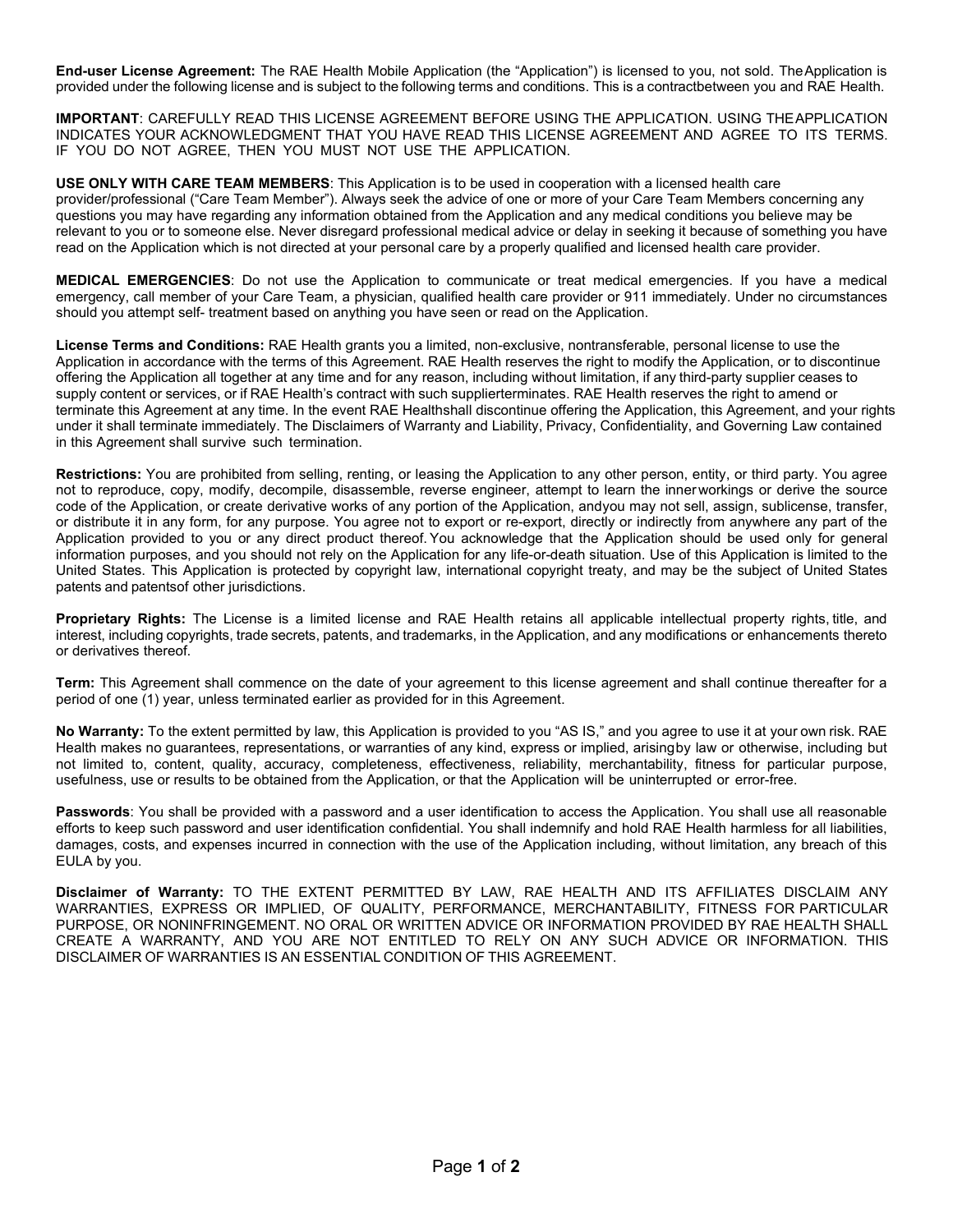**End-user License Agreement:** The RAE Health Mobile Application (the "Application") is licensed to you, not sold. The Application is provided under the following license and is subject to the following terms and conditions. This is a contract between you and RAE Health.

**IMPORTANT**: CAREFULLY READ THIS LICENSE AGREEMENT BEFORE USING THE APPLICATION. USING THE APPLICATION INDICATES YOUR ACKNOWLEDGMENT THAT YOU HAVE READ THIS LICENSE AGREEMENT AND AGREE TO ITS TERMS. IF YOU DO NOT AGREE, THEN YOU MUST NOT USE THE APPLICATION.

**USE ONLY WITH CARE TEAM MEMBERS**: This Application is to be used in cooperation with a licensed health care provider/professional ("Care Team Member"). Always seek the advice of one or more of your Care Team Members concerning any questions you may have regarding any information obtained from the Application and any medical conditions you believe may be relevant to you or to someone else. Never disregard professional medical advice or delay in seeking it because of something you have read on the Application which is not directed at your personal care by a properly qualified and licensed health care provider.

**MEDICAL EMERGENCIES**: Do not use the Application to communicate or treat medical emergencies. If you have a medical emergency, call member of your Care Team, a physician, qualified health care provider or 911 immediately. Under no circumstances should you attempt self- treatment based on anything you have seen or read on the Application.

**License Terms and Conditions:** RAE Health grants you a limited, non-exclusive, nontransferable, personal license to use the Application in accordance with the terms of this Agreement. RAE Health reserves the right to modify the Application, or to discontinue offering the Application all together at any time and for any reason, including without limitation, if any third-party supplier ceases to supply content or services, or if RAE Health's contract with such supplier terminates. RAE Health reserves the right to amend or terminate this Agreement at any time. In the event RAE Health shall discontinue offering the Application, this Agreement, and your rights under it shall terminate immediately. The Disclaimers of Warranty and Liability, Privacy, Confidentiality, and Governing Law contained in this Agreement shall survive such termination.

**Restrictions:** You are prohibited from selling, renting, or leasing the Application to any other person, entity, or third party. You agree not to reproduce, copy, modify, decompile, disassemble, reverse engineer, attempt to learn the inner workings or derive the source code of the Application, or create derivative works of any portion of the Application, and you may not sell, assign, sublicense, transfer, or distribute it in any form, for any purpose. You agree not to export or re-export, directly or indirectly from anywhere any part of the Application provided to you or any direct product thereof. You acknowledge that the Application should be used only for general information purposes, and you should not rely on the Application for any life-or-death situation. Use of this Application is limited to the United States. This Application is protected by copyright law, international copyright treaty, and may be the subject of United States patents and patents of other jurisdictions.

**Proprietary Rights:** The License is a limited license and RAE Health retains all applicable intellectual property rights, title, and interest, including copyrights, trade secrets, patents, and trademarks, in the Application, and any modifications or enhancements thereto or derivatives thereof.

**Term:** This Agreement shall commence on the date of your agreement to this license agreement and shall continue thereafter for a period of one (1) year, unless terminated earlier as provided for in this Agreement.

**No Warranty:** To the extent permitted by law, this Application is provided to you "AS IS," and you agree to use it at your own risk. RAE Health makes no guarantees, representations, or warranties of any kind, express or implied, arising by law or otherwise, including but not limited to, content, quality, accuracy, completeness, effectiveness, reliability, merchantability, fitness for particular purpose, usefulness, use or results to be obtained from the Application, or that the Application will be uninterrupted or error-free.

**Passwords**: You shall be provided with a password and a user identification to access the Application. You shall use all reasonable efforts to keep such password and user identification confidential. You shall indemnify and hold RAE Health harmless for all liabilities, damages, costs, and expenses incurred in connection with the use of the Application including, without limitation, any breach of this EULA by you.

**Disclaimer of Warranty:** TO THE EXTENT PERMITTED BY LAW, RAE HEALTH AND ITS AFFILIATES DISCLAIM ANY WARRANTIES, EXPRESS OR IMPLIED, OF QUALITY, PERFORMANCE, MERCHANTABILITY, FITNESS FOR PARTICULAR PURPOSE, OR NONINFRINGEMENT. NO ORAL OR WRITTEN ADVICE OR INFORMATION PROVIDED BY RAE HEALTH SHALL CREATE A WARRANTY, AND YOU ARE NOT ENTITLED TO RELY ON ANY SUCH ADVICE OR INFORMATION. THIS DISCLAIMER OF WARRANTIES IS AN ESSENTIAL CONDITION OF THIS AGREEMENT.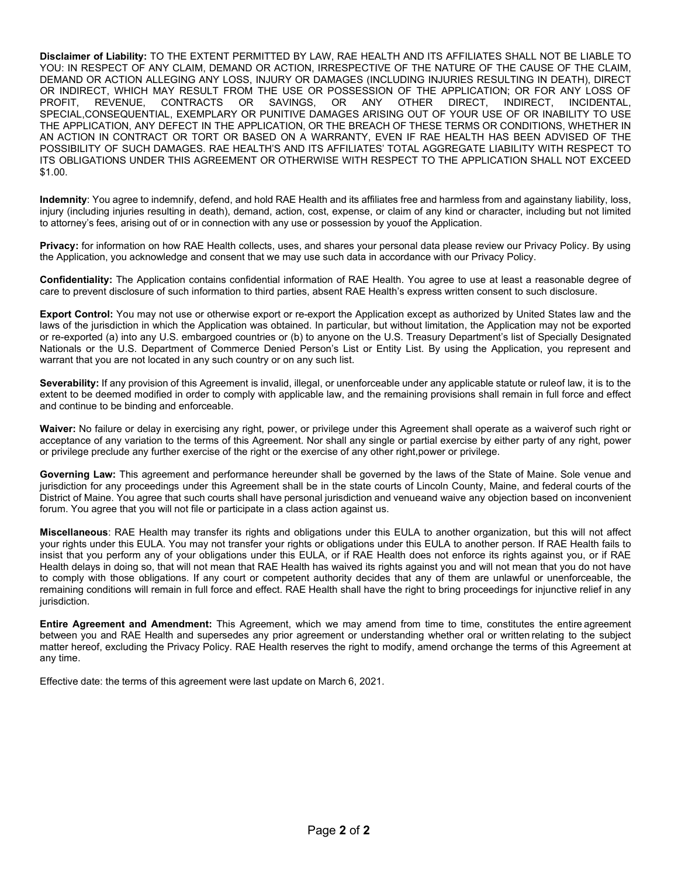**Disclaimer of Liability:** TO THE EXTENT PERMITTED BY LAW, RAE HEALTH AND ITS AFFILIATES SHALL NOT BE LIABLE TO YOU: IN RESPECT OF ANY CLAIM, DEMAND OR ACTION, IRRESPECTIVE OF THE NATURE OF THE CAUSE OF THE CLAIM, DEMAND OR ACTION ALLEGING ANY LOSS, INJURY OR DAMAGES (INCLUDING INJURIES RESULTING IN DEATH), DIRECT OR INDIRECT, WHICH MAY RESULT FROM THE USE OR POSSESSION OF THE APPLICATION; OR FOR ANY LOSS OF PROFIT, REVENUE, CONTRACTS OR SAVINGS, OR ANY OTHER DIRECT, INDIRECT, INCIDENTAL, SPECIAL,CONSEQUENTIAL, EXEMPLARY OR PUNITIVE DAMAGES ARISING OUT OF YOUR USE OF OR INABILITY TO USE THE APPLICATION, ANY DEFECT IN THE APPLICATION, OR THE BREACH OF THESE TERMS OR CONDITIONS, WHETHER IN AN ACTION IN CONTRACT OR TORT OR BASED ON A WARRANTY, EVEN IF RAE HEALTH HAS BEEN ADVISED OF THE POSSIBILITY OF SUCH DAMAGES. RAE HEALTH'S AND ITS AFFILIATES' TOTAL AGGREGATE LIABILITY WITH RESPECT TO ITS OBLIGATIONS UNDER THIS AGREEMENT OR OTHERWISE WITH RESPECT TO THE APPLICATION SHALL NOT EXCEED $1.00.

**Indemnity**: You agree to indemnify, defend, and hold RAE Health and its affiliates free and harmless from and againstany liability, loss, injury (including injuries resulting in death), demand, action, cost, expense, or claim of any kind or character, including but not limited to attorney's fees, arising out of or in connection with any use or possession by youof the Application.

**Privacy:** for information on how RAE Health collects, uses, and shares your personal data please review our Privacy Policy. By using the Application, you acknowledge and consent that we may use such data in accordance with our Privacy Policy.

**Confidentiality:** The Application contains confidential information of RAE Health. You agree to use at least a reasonable degree of care to prevent disclosure of such information to third parties, absent RAE Health's express written consent to such disclosure.

**Export Control:** You may not use or otherwise export or re-export the Application except as authorized by United States law and the laws of the jurisdiction in which the Application was obtained. In particular, but without limitation, the Application may not be exported or re-exported (a) into any U.S. embargoed countries or (b) to anyone on the U.S. Treasury Department's list of Specially Designated Nationals or the U.S. Department of Commerce Denied Person's List or Entity List. By using the Application, you represent and warrant that you are not located in any such country or on any such list.

**Severability:** If any provision of this Agreement is invalid, illegal, or unenforceable under any applicable statute or ruleof law, it is to the extent to be deemed modified in order to comply with applicable law, and the remaining provisions shall remain in full force and effect and continue to be binding and enforceable.

**Waiver:** No failure or delay in exercising any right, power, or privilege under this Agreement shall operate as a waiverof such right or acceptance of any variation to the terms of this Agreement. Nor shall any single or partial exercise by either party of any right, power or privilege preclude any further exercise of the right or the exercise of any other right,power or privilege.

**Governing Law:** This agreement and performance hereunder shall be governed by the laws of the State of Maine. Sole venue and jurisdiction for any proceedings under this Agreement shall be in the state courts of Lincoln County, Maine, and federal courts of the District of Maine. You agree that such courts shall have personal jurisdiction and venueand waive any objection based on inconvenient forum. You agree that you will not file or participate in a class action against us.

**Miscellaneous**: RAE Health may transfer its rights and obligations under this EULA to another organization, but this will not affect your rights under this EULA. You may not transfer your rights or obligations under this EULA to another person. If RAE Health fails to insist that you perform any of your obligations under this EULA, or if RAE Health does not enforce its rights against you, or if RAE Health delays in doing so, that will not mean that RAE Health has waived its rights against you and will not mean that you do not have to comply with those obligations. If any court or competent authority decides that any of them are unlawful or unenforceable, the remaining conditions will remain in full force and effect. RAE Health shall have the right to bring proceedings for injunctive relief in any jurisdiction.

**Entire Agreement and Amendment:** This Agreement, which we may amend from time to time, constitutes the entire agreement between you and RAE Health and supersedes any prior agreement or understanding whether oral or written relating to the subject matter hereof, excluding the Privacy Policy. RAE Health reserves the right to modify, amend orchange the terms of this Agreement at any time.

Effective date: the terms of this agreement were last update on March 6, 2021.